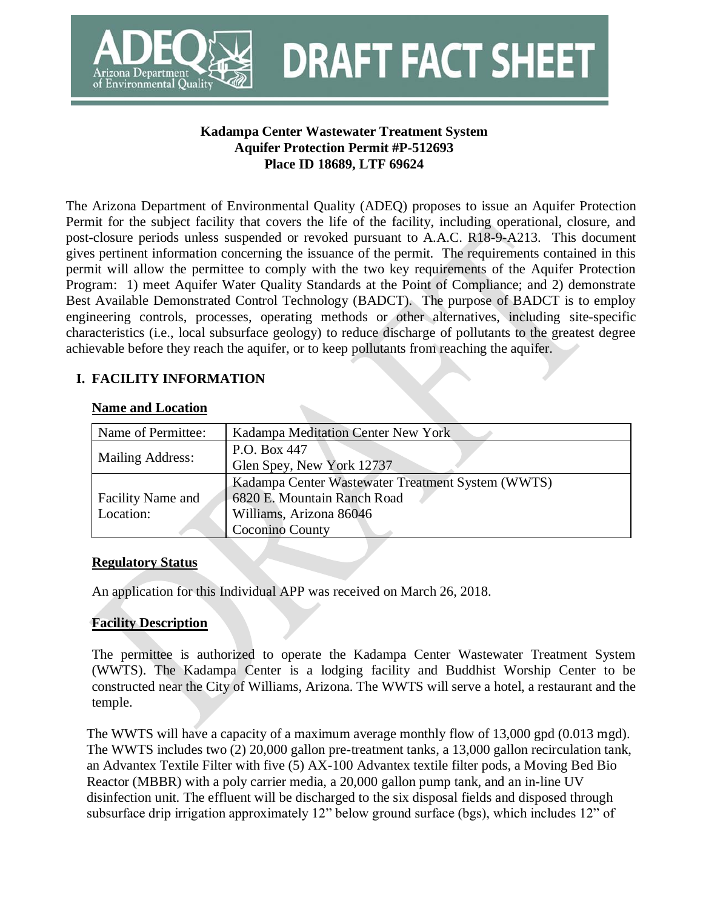# DRAFT FACT SHEET

**Kadampa Center Wastewater Treatment System**
**Aquifer Protection Permit #P-512693**
**Place ID 18689, LTF 69624**

The Arizona Department of Environmental Quality (ADEQ) proposes to issue an Aquifer Protection Permit for the subject facility that covers the life of the facility, including operational, closure, and post-closure periods unless suspended or revoked pursuant to A.A.C. R18-9-A213. This document gives pertinent information concerning the issuance of the permit. The requirements contained in this permit will allow the permittee to comply with the two key requirements of the Aquifer Protection Program: 1) meet Aquifer Water Quality Standards at the Point of Compliance; and 2) demonstrate Best Available Demonstrated Control Technology (BADCT). The purpose of BADCT is to employ engineering controls, processes, operating methods or other alternatives, including site-specific characteristics (i.e., local subsurface geology) to reduce discharge of pollutants to the greatest degree achievable before they reach the aquifer, or to keep pollutants from reaching the aquifer.

## I. FACILITY INFORMATION

### Name and Location

| Name of Permittee: | Kadampa Meditation Center New York |
|---|---|
| Mailing Address: | P.O. Box 447<br>Glen Spey, New York 12737 |
| Facility Name and Location: | Kadampa Center Wastewater Treatment System (WWTS)<br>6820 E. Mountain Ranch Road<br>Williams, Arizona 86046<br>Coconino County |

### Regulatory Status

An application for this Individual APP was received on March 26, 2018.

### Facility Description

The permittee is authorized to operate the Kadampa Center Wastewater Treatment System (WWTS). The Kadampa Center is a lodging facility and Buddhist Worship Center to be constructed near the City of Williams, Arizona. The WWTS will serve a hotel, a restaurant and the temple.

The WWTS will have a capacity of a maximum average monthly flow of 13,000 gpd (0.013 mgd). The WWTS includes two (2) 20,000 gallon pre-treatment tanks, a 13,000 gallon recirculation tank, an Advantex Textile Filter with five (5) AX-100 Advantex textile filter pods, a Moving Bed Bio Reactor (MBBR) with a poly carrier media, a 20,000 gallon pump tank, and an in-line UV disinfection unit. The effluent will be discharged to the six disposal fields and disposed through subsurface drip irrigation approximately 12" below ground surface (bgs), which includes 12" of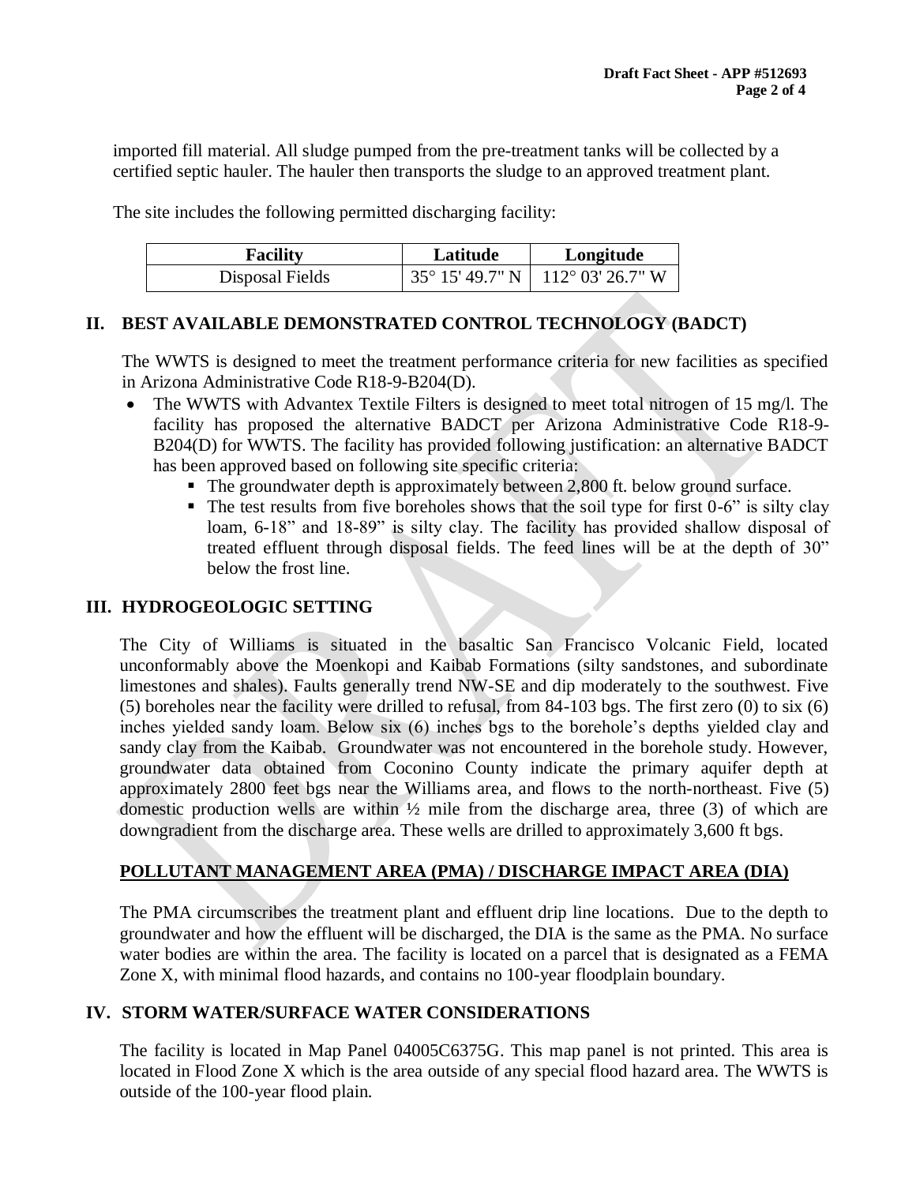imported fill material. All sludge pumped from the pre-treatment tanks will be collected by a certified septic hauler. The hauler then transports the sludge to an approved treatment plant.

The site includes the following permitted discharging facility:

| Facility | Latitude | Longitude |
|---|---|---|
| Disposal Fields | 35° 15' 49.7" N | 112° 03' 26.7" W |

## II. BEST AVAILABLE DEMONSTRATED CONTROL TECHNOLOGY (BADCT)

The WWTS is designed to meet the treatment performance criteria for new facilities as specified in Arizona Administrative Code R18-9-B204(D).

- The WWTS with Advantex Textile Filters is designed to meet total nitrogen of 15 mg/l. The facility has proposed the alternative BADCT per Arizona Administrative Code R18-9-B204(D) for WWTS. The facility has provided following justification: an alternative BADCT has been approved based on following site specific criteria:
  - The groundwater depth is approximately between 2,800 ft. below ground surface.
  - The test results from five boreholes shows that the soil type for first 0-6" is silty clay loam, 6-18" and 18-89" is silty clay. The facility has provided shallow disposal of treated effluent through disposal fields. The feed lines will be at the depth of 30" below the frost line.

## III. HYDROGEOLOGIC SETTING

The City of Williams is situated in the basaltic San Francisco Volcanic Field, located unconformably above the Moenkopi and Kaibab Formations (silty sandstones, and subordinate limestones and shales). Faults generally trend NW-SE and dip moderately to the southwest. Five (5) boreholes near the facility were drilled to refusal, from 84-103 bgs. The first zero (0) to six (6) inches yielded sandy loam. Below six (6) inches bgs to the borehole's depths yielded clay and sandy clay from the Kaibab. Groundwater was not encountered in the borehole study. However, groundwater data obtained from Coconino County indicate the primary aquifer depth at approximately 2800 feet bgs near the Williams area, and flows to the north-northeast. Five (5) domestic production wells are within ½ mile from the discharge area, three (3) of which are downgradient from the discharge area. These wells are drilled to approximately 3,600 ft bgs.

### POLLUTANT MANAGEMENT AREA (PMA) / DISCHARGE IMPACT AREA (DIA)

The PMA circumscribes the treatment plant and effluent drip line locations. Due to the depth to groundwater and how the effluent will be discharged, the DIA is the same as the PMA. No surface water bodies are within the area. The facility is located on a parcel that is designated as a FEMA Zone X, with minimal flood hazards, and contains no 100-year floodplain boundary.

## IV. STORM WATER/SURFACE WATER CONSIDERATIONS

The facility is located in Map Panel 04005C6375G. This map panel is not printed. This area is located in Flood Zone X which is the area outside of any special flood hazard area. The WWTS is outside of the 100-year flood plain.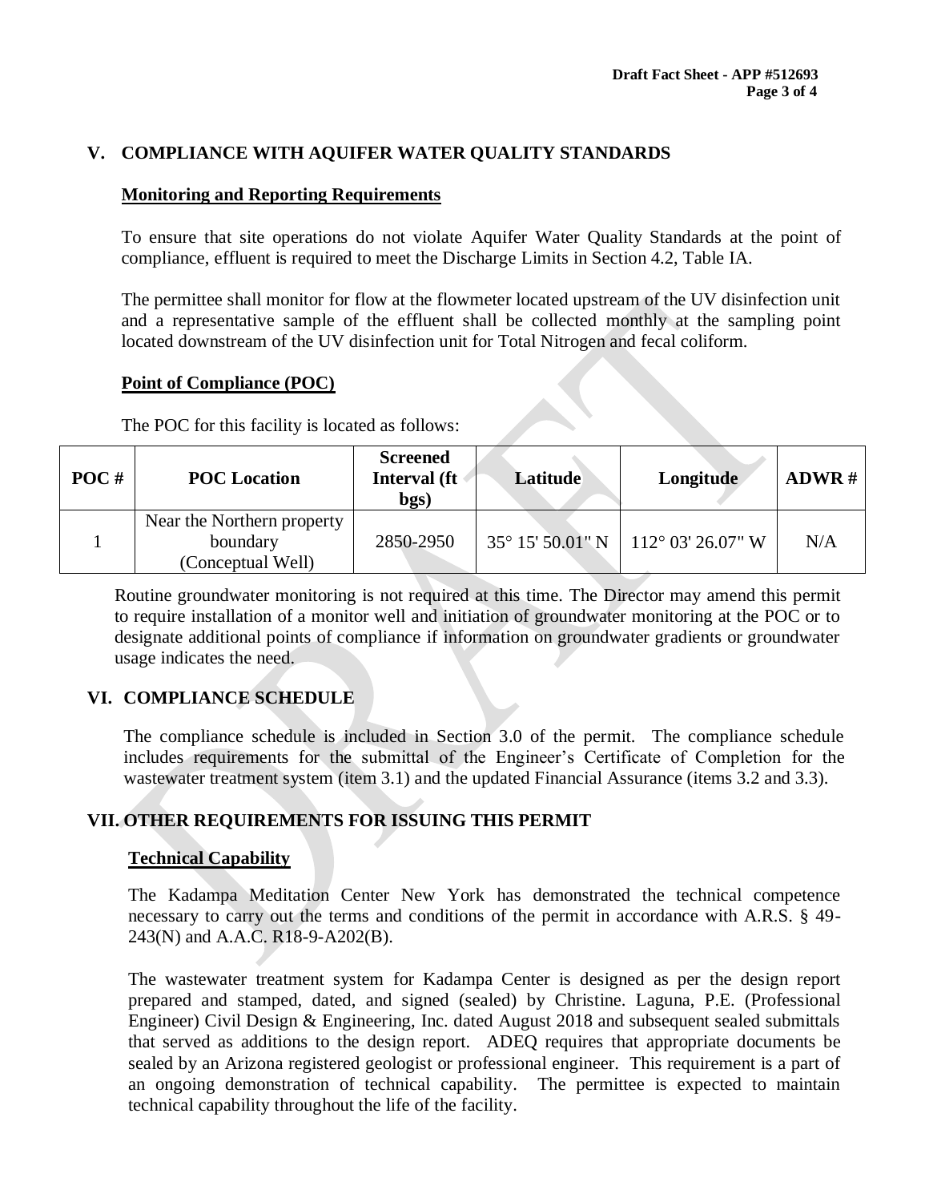## V. COMPLIANCE WITH AQUIFER WATER QUALITY STANDARDS

### Monitoring and Reporting Requirements

To ensure that site operations do not violate Aquifer Water Quality Standards at the point of compliance, effluent is required to meet the Discharge Limits in Section 4.2, Table IA.

The permittee shall monitor for flow at the flowmeter located upstream of the UV disinfection unit and a representative sample of the effluent shall be collected monthly at the sampling point located downstream of the UV disinfection unit for Total Nitrogen and fecal coliform.

### Point of Compliance (POC)

The POC for this facility is located as follows:

| POC # | POC Location | Screened Interval (ft bgs) | Latitude | Longitude | ADWR # |
|---|---|---|---|---|---|
| 1 | Near the Northern property boundary (Conceptual Well) | 2850-2950 | 35° 15' 50.01" N | 112° 03' 26.07" W | N/A |

Routine groundwater monitoring is not required at this time. The Director may amend this permit to require installation of a monitor well and initiation of groundwater monitoring at the POC or to designate additional points of compliance if information on groundwater gradients or groundwater usage indicates the need.

## VI. COMPLIANCE SCHEDULE

The compliance schedule is included in Section 3.0 of the permit. The compliance schedule includes requirements for the submittal of the Engineer's Certificate of Completion for the wastewater treatment system (item 3.1) and the updated Financial Assurance (items 3.2 and 3.3).

## VII. OTHER REQUIREMENTS FOR ISSUING THIS PERMIT

### Technical Capability

The Kadampa Meditation Center New York has demonstrated the technical competence necessary to carry out the terms and conditions of the permit in accordance with A.R.S. § 49-243(N) and A.A.C. R18-9-A202(B).

The wastewater treatment system for Kadampa Center is designed as per the design report prepared and stamped, dated, and signed (sealed) by Christine. Laguna, P.E. (Professional Engineer) Civil Design & Engineering, Inc. dated August 2018 and subsequent sealed submittals that served as additions to the design report. ADEQ requires that appropriate documents be sealed by an Arizona registered geologist or professional engineer. This requirement is a part of an ongoing demonstration of technical capability. The permittee is expected to maintain technical capability throughout the life of the facility.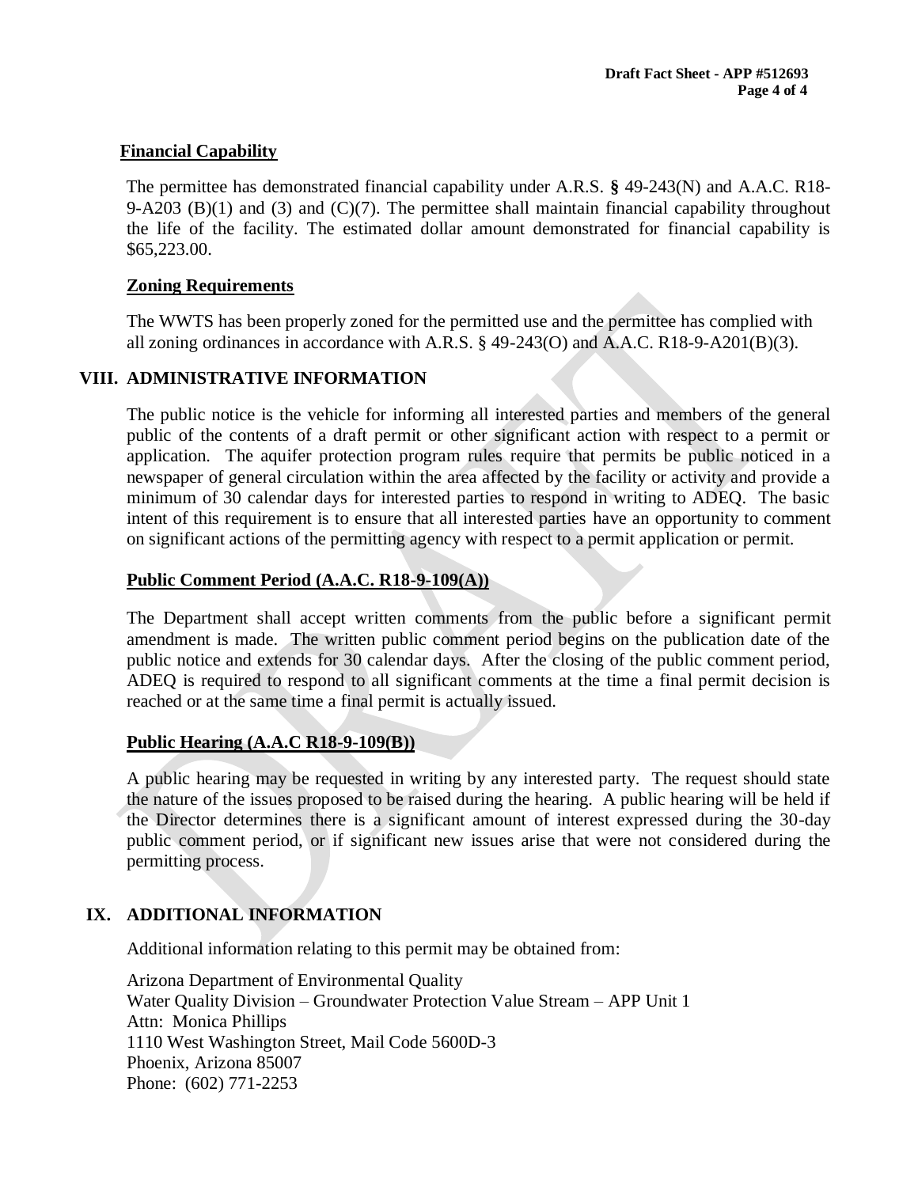### Financial Capability

The permittee has demonstrated financial capability under A.R.S. § 49-243(N) and A.A.C. R18-9-A203 (B)(1) and (3) and (C)(7). The permittee shall maintain financial capability throughout the life of the facility. The estimated dollar amount demonstrated for financial capability is $65,223.00.

### Zoning Requirements

The WWTS has been properly zoned for the permitted use and the permittee has complied with all zoning ordinances in accordance with A.R.S. § 49-243(O) and A.A.C. R18-9-A201(B)(3).

## VIII. ADMINISTRATIVE INFORMATION

The public notice is the vehicle for informing all interested parties and members of the general public of the contents of a draft permit or other significant action with respect to a permit or application. The aquifer protection program rules require that permits be public noticed in a newspaper of general circulation within the area affected by the facility or activity and provide a minimum of 30 calendar days for interested parties to respond in writing to ADEQ. The basic intent of this requirement is to ensure that all interested parties have an opportunity to comment on significant actions of the permitting agency with respect to a permit application or permit.

### Public Comment Period (A.A.C. R18-9-109(A))

The Department shall accept written comments from the public before a significant permit amendment is made. The written public comment period begins on the publication date of the public notice and extends for 30 calendar days. After the closing of the public comment period, ADEQ is required to respond to all significant comments at the time a final permit decision is reached or at the same time a final permit is actually issued.

### Public Hearing (A.A.C R18-9-109(B))

A public hearing may be requested in writing by any interested party. The request should state the nature of the issues proposed to be raised during the hearing. A public hearing will be held if the Director determines there is a significant amount of interest expressed during the 30-day public comment period, or if significant new issues arise that were not considered during the permitting process.

## IX. ADDITIONAL INFORMATION

Additional information relating to this permit may be obtained from:

Arizona Department of Environmental Quality
Water Quality Division – Groundwater Protection Value Stream – APP Unit 1
Attn: Monica Phillips
1110 West Washington Street, Mail Code 5600D-3
Phoenix, Arizona 85007
Phone: (602) 771-2253